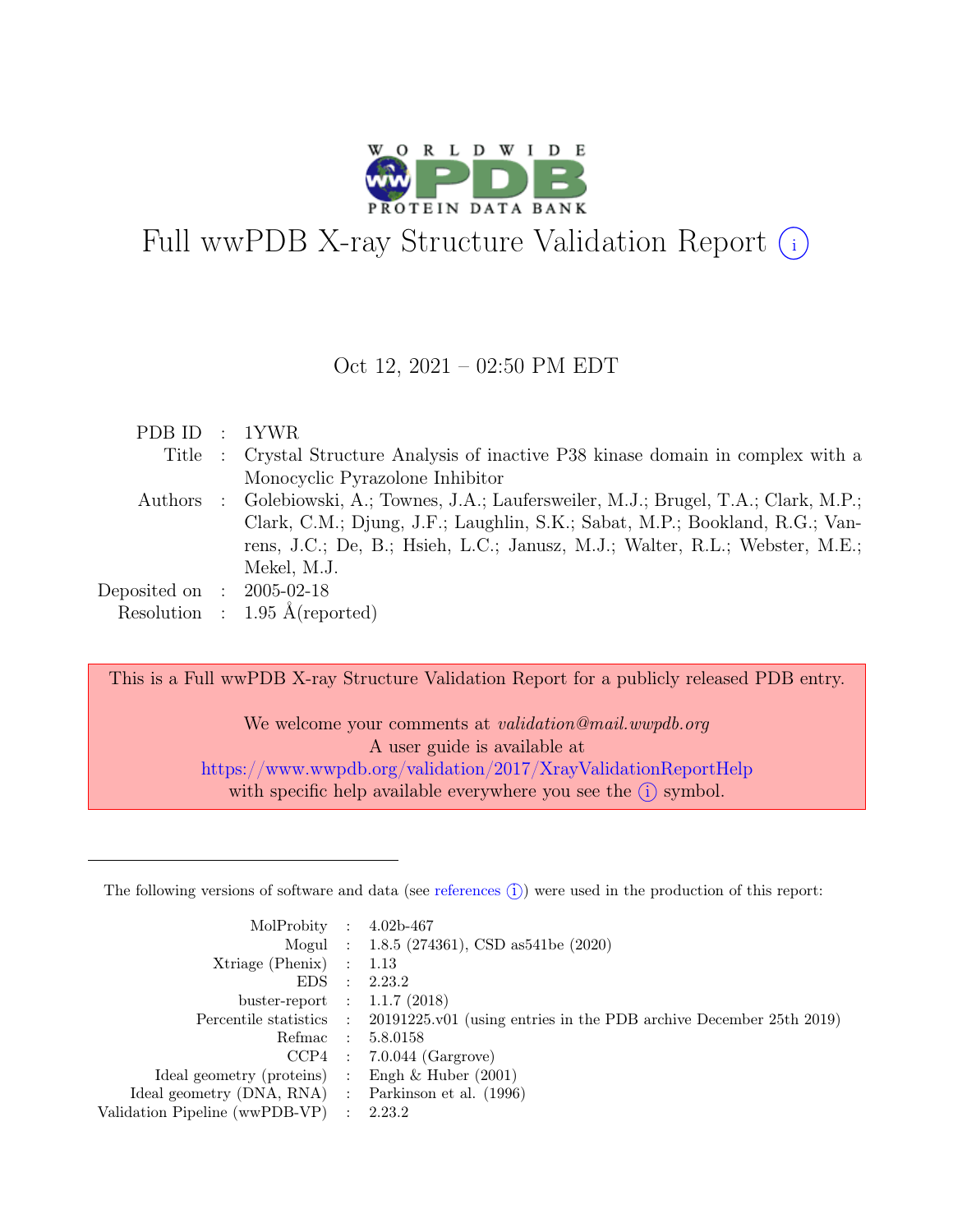# Full wwPDB X-ray Structure Validation Report (i)

Oct 12, 2021 – 02:50 PM EDT

| | | |
|---|---|---|
| PDB ID | : | 1YWR |
| Title | : | Crystal Structure Analysis of inactive P38 kinase domain in complex with a Monocyclic Pyrazolone Inhibitor |
| Authors | : | Golebiowski, A.; Townes, J.A.; Laufersweiler, M.J.; Brugel, T.A.; Clark, M.P.; Clark, C.M.; Djung, J.F.; Laughlin, S.K.; Sabat, M.P.; Bookland, R.G.; Vanrens, J.C.; De, B.; Hsieh, L.C.; Janusz, M.J.; Walter, R.L.; Webster, M.E.; Mekel, M.J. |
| Deposited on | : | 2005-02-18 |
| Resolution | : | 1.95 Å(reported) |

This is a Full wwPDB X-ray Structure Validation Report for a publicly released PDB entry.

We welcome your comments at *validation@mail.wwpdb.org*
A user guide is available at
https://www.wwpdb.org/validation/2017/XrayValidationReportHelp
with specific help available everywhere you see the (i) symbol.

---

The following versions of software and data (see references (i)) were used in the production of this report:

| | | |
|---|---|---|
| MolProbity | : | 4.02b-467 |
| Mogul | : | 1.8.5 (274361), CSD as541be (2020) |
| Xtriage (Phenix) | : | 1.13 |
| EDS | : | 2.23.2 |
| buster-report | : | 1.1.7 (2018) |
| Percentile statistics | : | 20191225.v01 (using entries in the PDB archive December 25th 2019) |
| Refmac | : | 5.8.0158 |
| CCP4 | : | 7.0.044 (Gargrove) |
| Ideal geometry (proteins) | : | Engh & Huber (2001) |
| Ideal geometry (DNA, RNA) | : | Parkinson et al. (1996) |
| Validation Pipeline (wwPDB-VP) | : | 2.23.2 |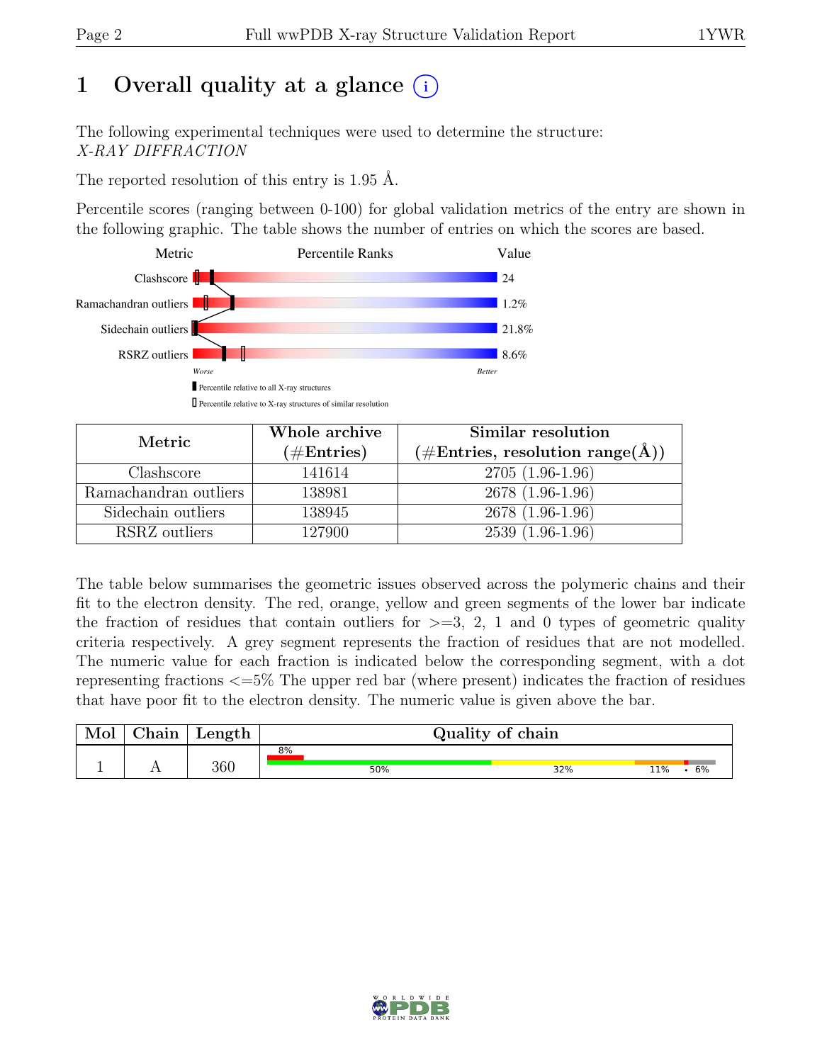# 1 Overall quality at a glance (i)

The following experimental techniques were used to determine the structure:
*X-RAY DIFFRACTION*

The reported resolution of this entry is 1.95 Å.

Percentile scores (ranging between 0-100) for global validation metrics of the entry are shown in the following graphic. The table shows the number of entries on which the scores are based.

| Metric | Percentile Ranks | Value |
|---|---|---|
| Clashscore | | 24 |
| Ramachandran outliers | | 1.2% |
| Sidechain outliers | | 21.8% |
| RSRZ outliers | | 8.6% |

*Worse* — *Better*

▮ Percentile relative to all X-ray structures

▯ Percentile relative to X-ray structures of similar resolution

| Metric | Whole archive (#Entries) | Similar resolution (#Entries, resolution range(Å)) |
|---|---|---|
| Clashscore | 141614 | 2705 (1.96-1.96) |
| Ramachandran outliers | 138981 | 2678 (1.96-1.96) |
| Sidechain outliers | 138945 | 2678 (1.96-1.96) |
| RSRZ outliers | 127900 | 2539 (1.96-1.96) |

The table below summarises the geometric issues observed across the polymeric chains and their fit to the electron density. The red, orange, yellow and green segments of the lower bar indicate the fraction of residues that contain outliers for >=3, 2, 1 and 0 types of geometric quality criteria respectively. A grey segment represents the fraction of residues that are not modelled. The numeric value for each fraction is indicated below the corresponding segment, with a dot representing fractions <=5% The upper red bar (where present) indicates the fraction of residues that have poor fit to the electron density. The numeric value is given above the bar.

| Mol | Chain | Length | Quality of chain |
|---|---|---|---|
| 1 | A | 360 | 8% (poor fit); 50%, 32%, 11%, •, 6% |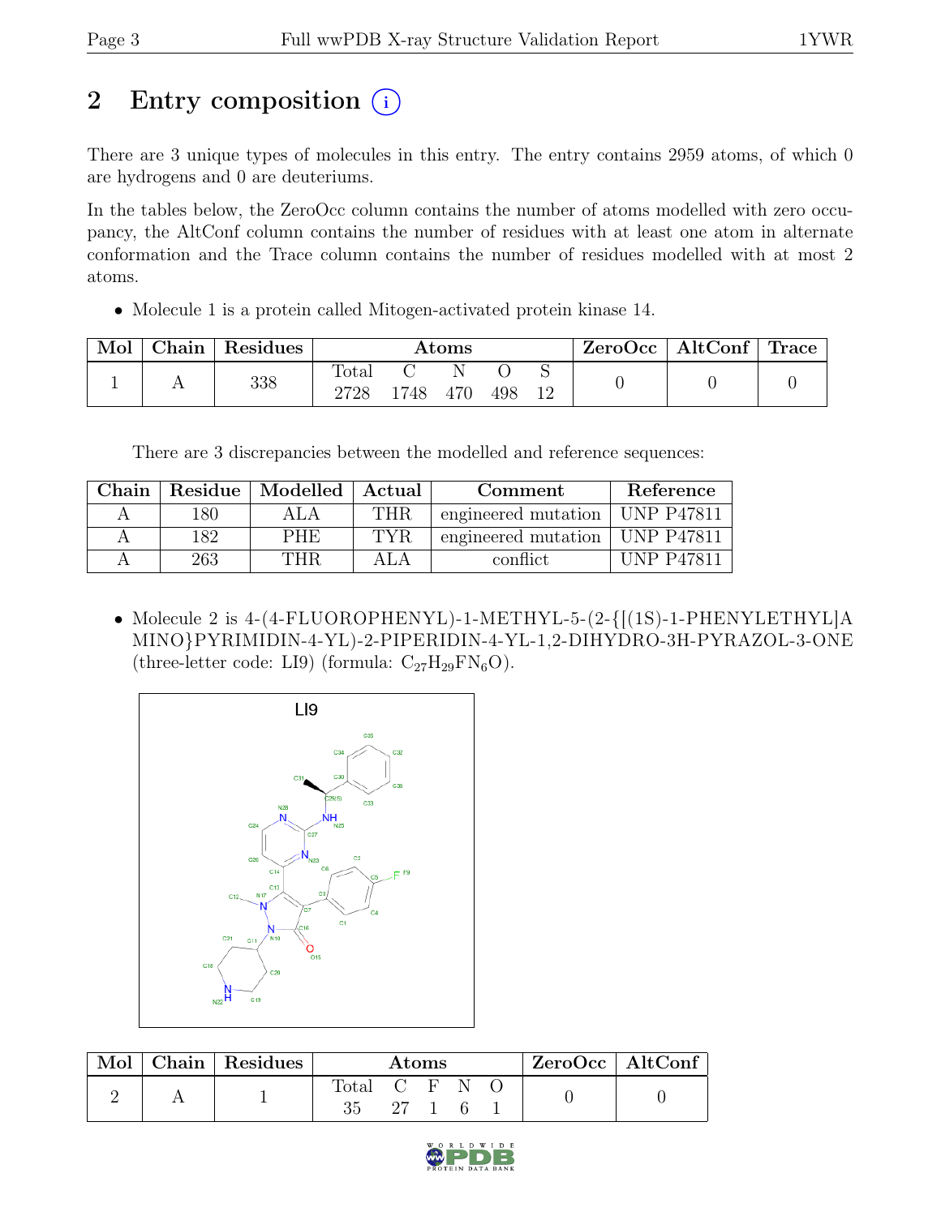# 2 Entry composition (i)

There are 3 unique types of molecules in this entry. The entry contains 2959 atoms, of which 0 are hydrogens and 0 are deuteriums.

In the tables below, the ZeroOcc column contains the number of atoms modelled with zero occupancy, the AltConf column contains the number of residues with at least one atom in alternate conformation and the Trace column contains the number of residues modelled with at most 2 atoms.

- Molecule 1 is a protein called Mitogen-activated protein kinase 14.

| Mol | Chain | Residues | Atoms | | | | | ZeroOcc | AltConf | Trace |
|---|---|---|---|---|---|---|---|---|---|---|
| | | | Total | C | N | O | S | | | |
| 1 | A | 338 | 2728 | 1748 | 470 | 498 | 12 | 0 | 0 | 0 |

There are 3 discrepancies between the modelled and reference sequences:

| Chain | Residue | Modelled | Actual | Comment | Reference |
|---|---|---|---|---|---|
| A | 180 | ALA | THR | engineered mutation | UNP P47811 |
| A | 182 | PHE | TYR | engineered mutation | UNP P47811 |
| A | 263 | THR | ALA | conflict | UNP P47811 |

- Molecule 2 is 4-(4-FLUOROPHENYL)-1-METHYL-5-(2-{[(1S)-1-PHENYLETHYL]AMINO}PYRIMIDIN-4-YL)-2-PIPERIDIN-4-YL-1,2-DIHYDRO-3H-PYRAZOL-3-ONE (three-letter code: LI9) (formula: $C_{27}H_{29}FN_6O$).

| Mol | Chain | Residues | Atoms | | | | | ZeroOcc | AltConf |
|---|---|---|---|---|---|---|---|---|---|
| | | | Total | C | F | N | O | | |
| 2 | A | 1 | 35 | 27 | 1 | 6 | 1 | 0 | 0 |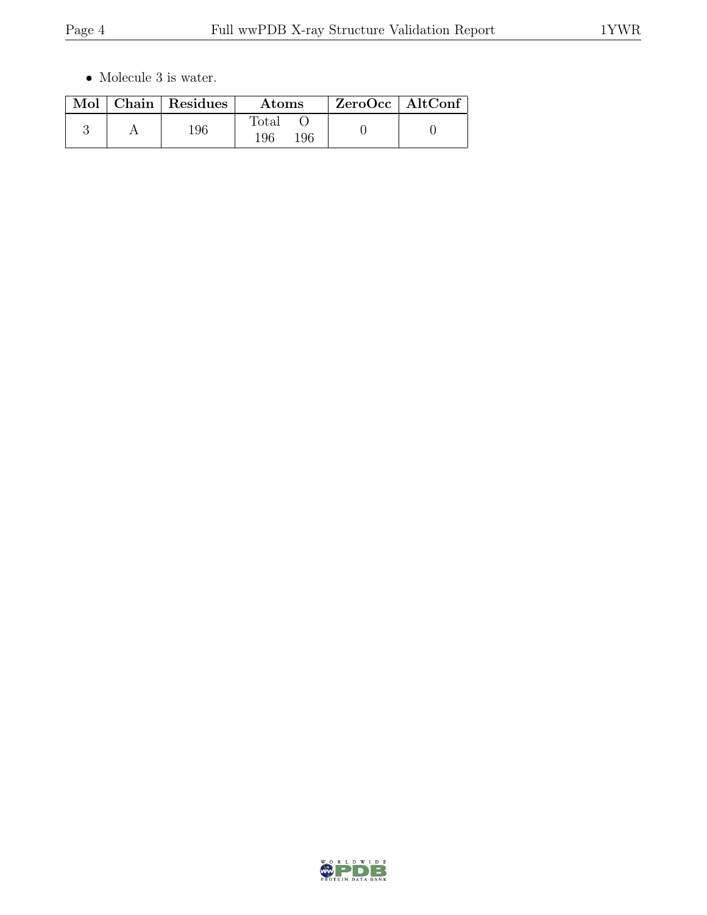- Molecule 3 is water.

| Mol | Chain | Residues | Atoms | | ZeroOcc | AltConf |
|---|---|---|---|---|---|---|
| | | | Total | O | | |
| 3 | A | 196 | 196 | 196 | 0 | 0 |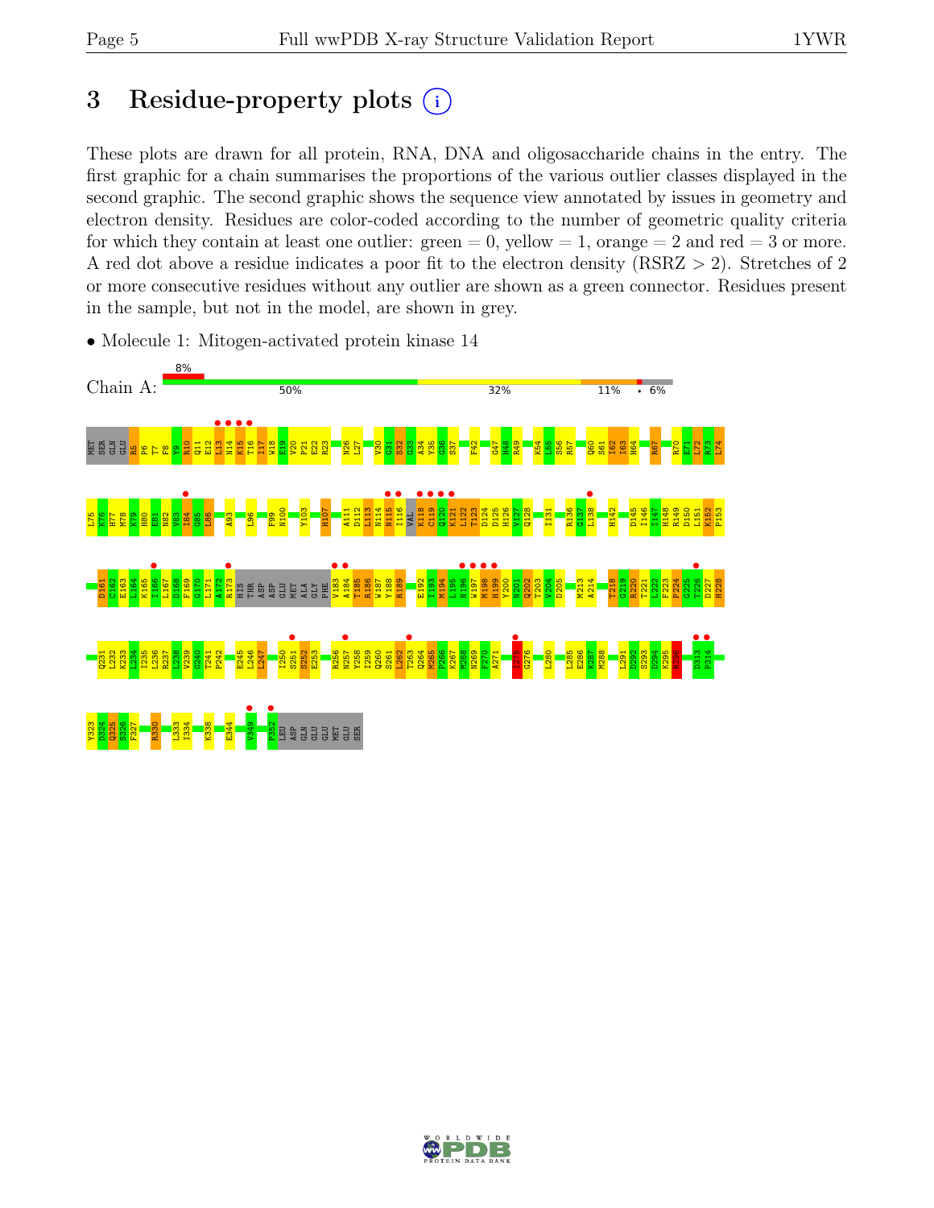# 3 Residue-property plots

These plots are drawn for all protein, RNA, DNA and oligosaccharide chains in the entry. The first graphic for a chain summarises the proportions of the various outlier classes displayed in the second graphic. The second graphic shows the sequence view annotated by issues in geometry and electron density. Residues are color-coded according to the number of geometric quality criteria for which they contain at least one outlier: green = 0, yellow = 1, orange = 2 and red = 3 or more. A red dot above a residue indicates a poor fit to the electron density (RSRZ > 2). Stretches of 2 or more consecutive residues without any outlier are shown as a green connector. Residues present in the sample, but not in the model, are shown in grey.

- Molecule 1: Mitogen-activated protein kinase 14

Chain A: 8% | 50% | 32% | 11% | • | 6%

MET SER GLN GLU R5 P6 T7 F8 Y9 R10 Q11 E12 L13 N14 K15 T16 I17 W18 E19 V20 P21 E22 R23 N26 L27 V30 G31 S32 G33 A34 Y35 G36 S37 F42 G47 H48 R49 K54 L55 S56 R57 Q60 S61 I62 I63 H64 R67 R70 E71 L72 R73 L74 L75 K76 H77 M78 K79 H80 E81 N82 V83 I84 G85 L86 A93 L96 F99 N100 Y103 H107 A111 D112 L113 N114 N115 I116 VAL K118 C119 Q120 K121 L122 T123 D124 D125 H126 V127 Q128 I131 R136 G137 L138 H142 D145 I146 I147 H148 R149 D150 L151 K152 P153 D161 C162 E163 L164 K165 I166 L167 D168 F169 G170 L171 A172 R173 HIS THR ASP ASP GLU MET ALA GLY PHE V183 A184 T185 R186 W187 Y188 R189 E192 I193 M194 L195 N196 W197 M198 H199 Y200 N201 Q202 T203 V204 D205 M213 A214 T218 G219 R220 T221 L222 F223 P224 G225 T226 D227 H228 Q231 L232 K233 L234 I235 L236 R237 L238 V239 G240 T241 P242 E245 L246 L247 I250 S251 S252 E253 R256 N257 Y258 I259 Q260 S261 L262 T263 Q264 M265 P266 K267 M268 N269 F270 A271 I275 G276 L280 L285 E286 K287 M288 L291 D292 S293 D294 K295 M296 D313 P314 Y323 D324 Q325 S326 F327 R330 L333 I334 K338 E344 V349 P352 LEU ASP GLN GLU GLU MET GLU SER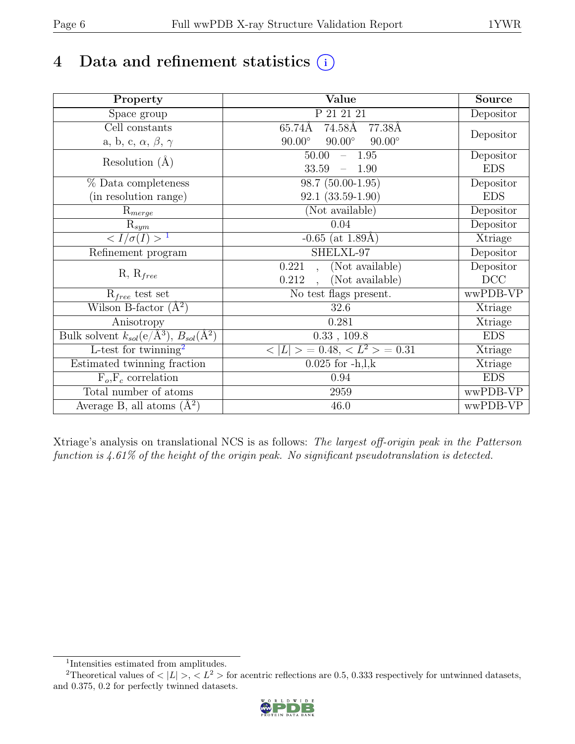# 4 Data and refinement statistics (i)

| Property | Value | Source |
|---|---|---|
| Space group | P 21 21 21 | Depositor |
| Cell constants<br>a, b, c, $\alpha$, $\beta$, $\gamma$ | 65.74Å 74.58Å 77.38Å<br>90.00° 90.00° 90.00° | Depositor |
| Resolution (Å) | 50.00 – 1.95<br>33.59 – 1.90 | Depositor<br>EDS |
| % Data completeness<br>(in resolution range) | 98.7 (50.00-1.95)<br>92.1 (33.59-1.90) | Depositor<br>EDS |
| $R_{merge}$ | (Not available) | Depositor |
| $R_{sym}$ | 0.04 | Depositor |
| $< I/\sigma(I) >$ [1] | -0.65 (at 1.89Å) | Xtriage |
| Refinement program | SHELXL-97 | Depositor |
| R, $R_{free}$ | 0.221 , (Not available)<br>0.212 , (Not available) | Depositor<br>DCC |
| $R_{free}$ test set | No test flags present. | wwPDB-VP |
| Wilson B-factor (Å$^2$) | 32.6 | Xtriage |
| Anisotropy | 0.281 | Xtriage |
| Bulk solvent $k_{sol}$(e/Å$^3$), $B_{sol}$(Å$^2$) | 0.33 , 109.8 | EDS |
| L-test for twinning[2] | $<\|L\|> = 0.48$, $< L^2 > = 0.31$ | Xtriage |
| Estimated twinning fraction | 0.025 for -h,l,k | Xtriage |
| $F_o$,$F_c$ correlation | 0.94 | EDS |
| Total number of atoms | 2959 | wwPDB-VP |
| Average B, all atoms (Å$^2$) | 46.0 | wwPDB-VP |

Xtriage's analysis on translational NCS is as follows: *The largest off-origin peak in the Patterson function is 4.61% of the height of the origin peak. No significant pseudotranslation is detected.*

[1] Intensities estimated from amplitudes.

[2] Theoretical values of $<|L|>$, $< L^2 >$ for acentric reflections are 0.5, 0.333 respectively for untwinned datasets, and 0.375, 0.2 for perfectly twinned datasets.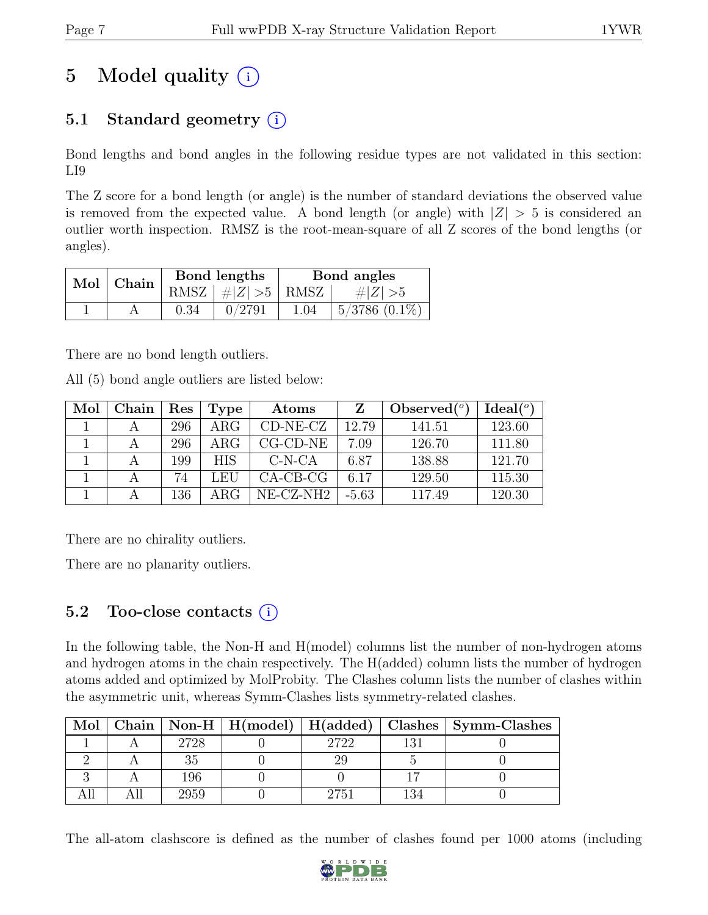# 5 Model quality

## 5.1 Standard geometry

Bond lengths and bond angles in the following residue types are not validated in this section: LI9

The Z score for a bond length (or angle) is the number of standard deviations the observed value is removed from the expected value. A bond length (or angle) with $|Z| > 5$ is considered an outlier worth inspection. RMSZ is the root-mean-square of all Z scores of the bond lengths (or angles).

| Mol | Chain | Bond lengths | | Bond angles | |
|---|---|---|---|---|---|
| | | RMSZ | $\#|Z| > 5$ | RMSZ | $\#|Z| > 5$ |
| 1 | A | 0.34 | 0/2791 | 1.04 | 5/3786 (0.1%) |

There are no bond length outliers.

All (5) bond angle outliers are listed below:

| Mol | Chain | Res | Type | Atoms | Z | Observed(°) | Ideal(°) |
|---|---|---|---|---|---|---|---|
| 1 | A | 296 | ARG | CD-NE-CZ | 12.79 | 141.51 | 123.60 |
| 1 | A | 296 | ARG | CG-CD-NE | 7.09 | 126.70 | 111.80 |
| 1 | A | 199 | HIS | C-N-CA | 6.87 | 138.88 | 121.70 |
| 1 | A | 74 | LEU | CA-CB-CG | 6.17 | 129.50 | 115.30 |
| 1 | A | 136 | ARG | NE-CZ-NH2 | -5.63 | 117.49 | 120.30 |

There are no chirality outliers.

There are no planarity outliers.

## 5.2 Too-close contacts

In the following table, the Non-H and H(model) columns list the number of non-hydrogen atoms and hydrogen atoms in the chain respectively. The H(added) column lists the number of hydrogen atoms added and optimized by MolProbity. The Clashes column lists the number of clashes within the asymmetric unit, whereas Symm-Clashes lists symmetry-related clashes.

| Mol | Chain | Non-H | H(model) | H(added) | Clashes | Symm-Clashes |
|---|---|---|---|---|---|---|
| 1 | A | 2728 | 0 | 2722 | 131 | 0 |
| 2 | A | 35 | 0 | 29 | 5 | 0 |
| 3 | A | 196 | 0 | 0 | 17 | 0 |
| All | All | 2959 | 0 | 2751 | 134 | 0 |

The all-atom clashscore is defined as the number of clashes found per 1000 atoms (including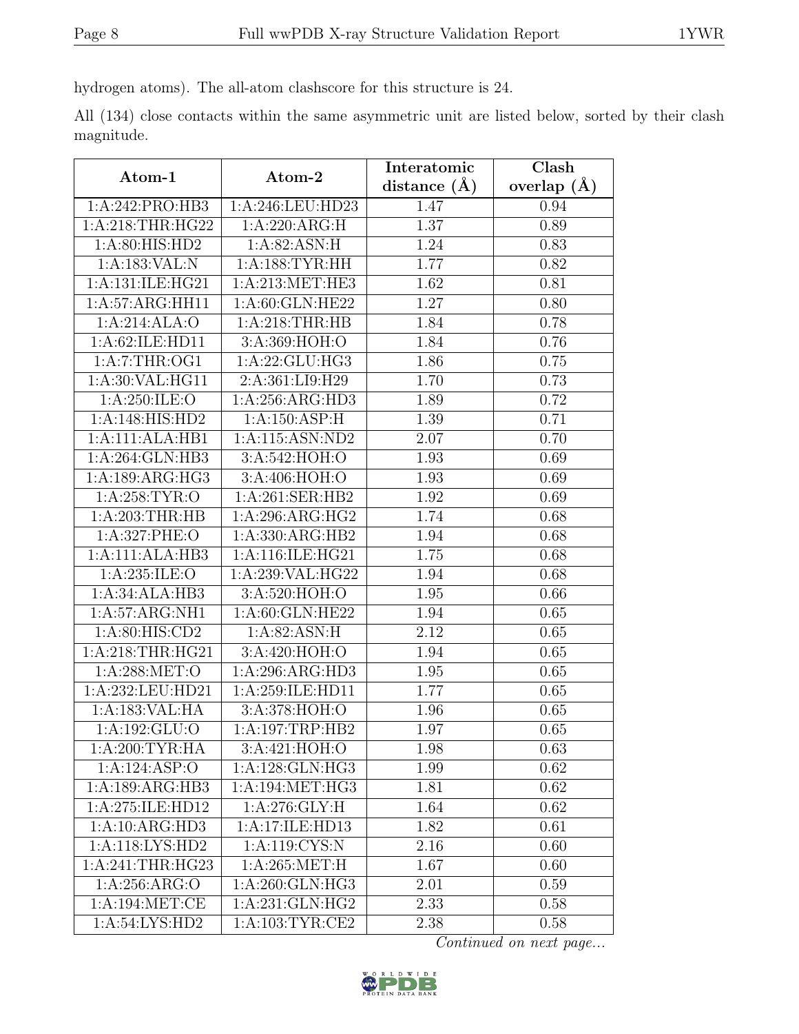hydrogen atoms). The all-atom clashscore for this structure is 24.

All (134) close contacts within the same asymmetric unit are listed below, sorted by their clash magnitude.

| Atom-1 | Atom-2 | Interatomic distance (Å) | Clash overlap (Å) |
|---|---|---|---|
| 1:A:242:PRO:HB3 | 1:A:246:LEU:HD23 | 1.47 | 0.94 |
| 1:A:218:THR:HG22 | 1:A:220:ARG:H | 1.37 | 0.89 |
| 1:A:80:HIS:HD2 | 1:A:82:ASN:H | 1.24 | 0.83 |
| 1:A:183:VAL:N | 1:A:188:TYR:HH | 1.77 | 0.82 |
| 1:A:131:ILE:HG21 | 1:A:213:MET:HE3 | 1.62 | 0.81 |
| 1:A:57:ARG:HH11 | 1:A:60:GLN:HE22 | 1.27 | 0.80 |
| 1:A:214:ALA:O | 1:A:218:THR:HB | 1.84 | 0.78 |
| 1:A:62:ILE:HD11 | 3:A:369:HOH:O | 1.84 | 0.76 |
| 1:A:7:THR:OG1 | 1:A:22:GLU:HG3 | 1.86 | 0.75 |
| 1:A:30:VAL:HG11 | 2:A:361:LI9:H29 | 1.70 | 0.73 |
| 1:A:250:ILE:O | 1:A:256:ARG:HD3 | 1.89 | 0.72 |
| 1:A:148:HIS:HD2 | 1:A:150:ASP:H | 1.39 | 0.71 |
| 1:A:111:ALA:HB1 | 1:A:115:ASN:ND2 | 2.07 | 0.70 |
| 1:A:264:GLN:HB3 | 3:A:542:HOH:O | 1.93 | 0.69 |
| 1:A:189:ARG:HG3 | 3:A:406:HOH:O | 1.93 | 0.69 |
| 1:A:258:TYR:O | 1:A:261:SER:HB2 | 1.92 | 0.69 |
| 1:A:203:THR:HB | 1:A:296:ARG:HG2 | 1.74 | 0.68 |
| 1:A:327:PHE:O | 1:A:330:ARG:HB2 | 1.94 | 0.68 |
| 1:A:111:ALA:HB3 | 1:A:116:ILE:HG21 | 1.75 | 0.68 |
| 1:A:235:ILE:O | 1:A:239:VAL:HG22 | 1.94 | 0.68 |
| 1:A:34:ALA:HB3 | 3:A:520:HOH:O | 1.95 | 0.66 |
| 1:A:57:ARG:NH1 | 1:A:60:GLN:HE22 | 1.94 | 0.65 |
| 1:A:80:HIS:CD2 | 1:A:82:ASN:H | 2.12 | 0.65 |
| 1:A:218:THR:HG21 | 3:A:420:HOH:O | 1.94 | 0.65 |
| 1:A:288:MET:O | 1:A:296:ARG:HD3 | 1.95 | 0.65 |
| 1:A:232:LEU:HD21 | 1:A:259:ILE:HD11 | 1.77 | 0.65 |
| 1:A:183:VAL:HA | 3:A:378:HOH:O | 1.96 | 0.65 |
| 1:A:192:GLU:O | 1:A:197:TRP:HB2 | 1.97 | 0.65 |
| 1:A:200:TYR:HA | 3:A:421:HOH:O | 1.98 | 0.63 |
| 1:A:124:ASP:O | 1:A:128:GLN:HG3 | 1.99 | 0.62 |
| 1:A:189:ARG:HB3 | 1:A:194:MET:HG3 | 1.81 | 0.62 |
| 1:A:275:ILE:HD12 | 1:A:276:GLY:H | 1.64 | 0.62 |
| 1:A:10:ARG:HD3 | 1:A:17:ILE:HD13 | 1.82 | 0.61 |
| 1:A:118:LYS:HD2 | 1:A:119:CYS:N | 2.16 | 0.60 |
| 1:A:241:THR:HG23 | 1:A:265:MET:H | 1.67 | 0.60 |
| 1:A:256:ARG:O | 1:A:260:GLN:HG3 | 2.01 | 0.59 |
| 1:A:194:MET:CE | 1:A:231:GLN:HG2 | 2.33 | 0.58 |
| 1:A:54:LYS:HD2 | 1:A:103:TYR:CE2 | 2.38 | 0.58 |

*Continued on next page...*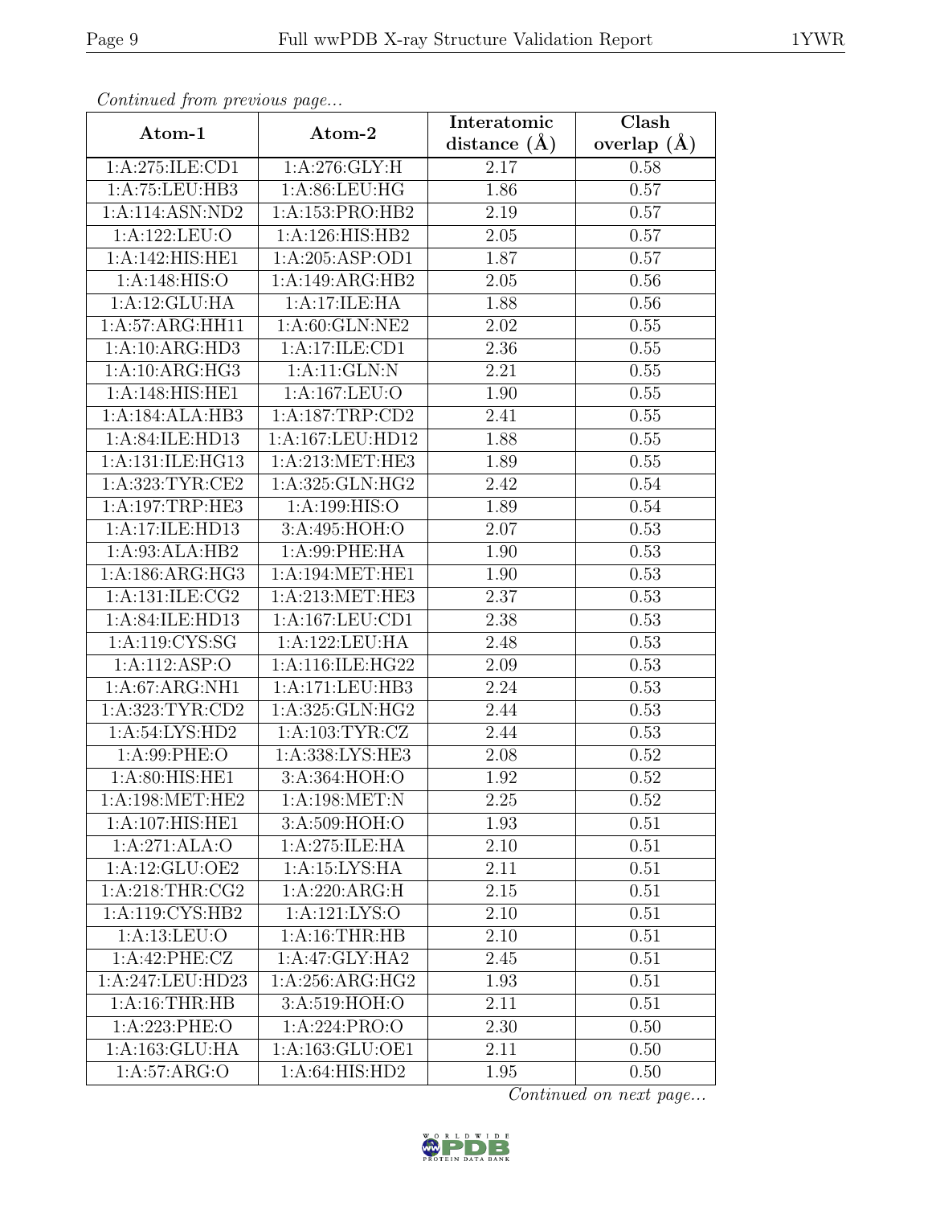*Continued from previous page...*

| Atom-1 | Atom-2 | Interatomic distance (Å) | Clash overlap (Å) |
| --- | --- | --- | --- |
| 1:A:275:ILE:CD1 | 1:A:276:GLY:H | 2.17 | 0.58 |
| 1:A:75:LEU:HB3 | 1:A:86:LEU:HG | 1.86 | 0.57 |
| 1:A:114:ASN:ND2 | 1:A:153:PRO:HB2 | 2.19 | 0.57 |
| 1:A:122:LEU:O | 1:A:126:HIS:HB2 | 2.05 | 0.57 |
| 1:A:142:HIS:HE1 | 1:A:205:ASP:OD1 | 1.87 | 0.57 |
| 1:A:148:HIS:O | 1:A:149:ARG:HB2 | 2.05 | 0.56 |
| 1:A:12:GLU:HA | 1:A:17:ILE:HA | 1.88 | 0.56 |
| 1:A:57:ARG:HH11 | 1:A:60:GLN:NE2 | 2.02 | 0.55 |
| 1:A:10:ARG:HD3 | 1:A:17:ILE:CD1 | 2.36 | 0.55 |
| 1:A:10:ARG:HG3 | 1:A:11:GLN:N | 2.21 | 0.55 |
| 1:A:148:HIS:HE1 | 1:A:167:LEU:O | 1.90 | 0.55 |
| 1:A:184:ALA:HB3 | 1:A:187:TRP:CD2 | 2.41 | 0.55 |
| 1:A:84:ILE:HD13 | 1:A:167:LEU:HD12 | 1.88 | 0.55 |
| 1:A:131:ILE:HG13 | 1:A:213:MET:HE3 | 1.89 | 0.55 |
| 1:A:323:TYR:CE2 | 1:A:325:GLN:HG2 | 2.42 | 0.54 |
| 1:A:197:TRP:HE3 | 1:A:199:HIS:O | 1.89 | 0.54 |
| 1:A:17:ILE:HD13 | 3:A:495:HOH:O | 2.07 | 0.53 |
| 1:A:93:ALA:HB2 | 1:A:99:PHE:HA | 1.90 | 0.53 |
| 1:A:186:ARG:HG3 | 1:A:194:MET:HE1 | 1.90 | 0.53 |
| 1:A:131:ILE:CG2 | 1:A:213:MET:HE3 | 2.37 | 0.53 |
| 1:A:84:ILE:HD13 | 1:A:167:LEU:CD1 | 2.38 | 0.53 |
| 1:A:119:CYS:SG | 1:A:122:LEU:HA | 2.48 | 0.53 |
| 1:A:112:ASP:O | 1:A:116:ILE:HG22 | 2.09 | 0.53 |
| 1:A:67:ARG:NH1 | 1:A:171:LEU:HB3 | 2.24 | 0.53 |
| 1:A:323:TYR:CD2 | 1:A:325:GLN:HG2 | 2.44 | 0.53 |
| 1:A:54:LYS:HD2 | 1:A:103:TYR:CZ | 2.44 | 0.53 |
| 1:A:99:PHE:O | 1:A:338:LYS:HE3 | 2.08 | 0.52 |
| 1:A:80:HIS:HE1 | 3:A:364:HOH:O | 1.92 | 0.52 |
| 1:A:198:MET:HE2 | 1:A:198:MET:N | 2.25 | 0.52 |
| 1:A:107:HIS:HE1 | 3:A:509:HOH:O | 1.93 | 0.51 |
| 1:A:271:ALA:O | 1:A:275:ILE:HA | 2.10 | 0.51 |
| 1:A:12:GLU:OE2 | 1:A:15:LYS:HA | 2.11 | 0.51 |
| 1:A:218:THR:CG2 | 1:A:220:ARG:H | 2.15 | 0.51 |
| 1:A:119:CYS:HB2 | 1:A:121:LYS:O | 2.10 | 0.51 |
| 1:A:13:LEU:O | 1:A:16:THR:HB | 2.10 | 0.51 |
| 1:A:42:PHE:CZ | 1:A:47:GLY:HA2 | 2.45 | 0.51 |
| 1:A:247:LEU:HD23 | 1:A:256:ARG:HG2 | 1.93 | 0.51 |
| 1:A:16:THR:HB | 3:A:519:HOH:O | 2.11 | 0.51 |
| 1:A:223:PHE:O | 1:A:224:PRO:O | 2.30 | 0.50 |
| 1:A:163:GLU:HA | 1:A:163:GLU:OE1 | 2.11 | 0.50 |
| 1:A:57:ARG:O | 1:A:64:HIS:HD2 | 1.95 | 0.50 |

*Continued on next page...*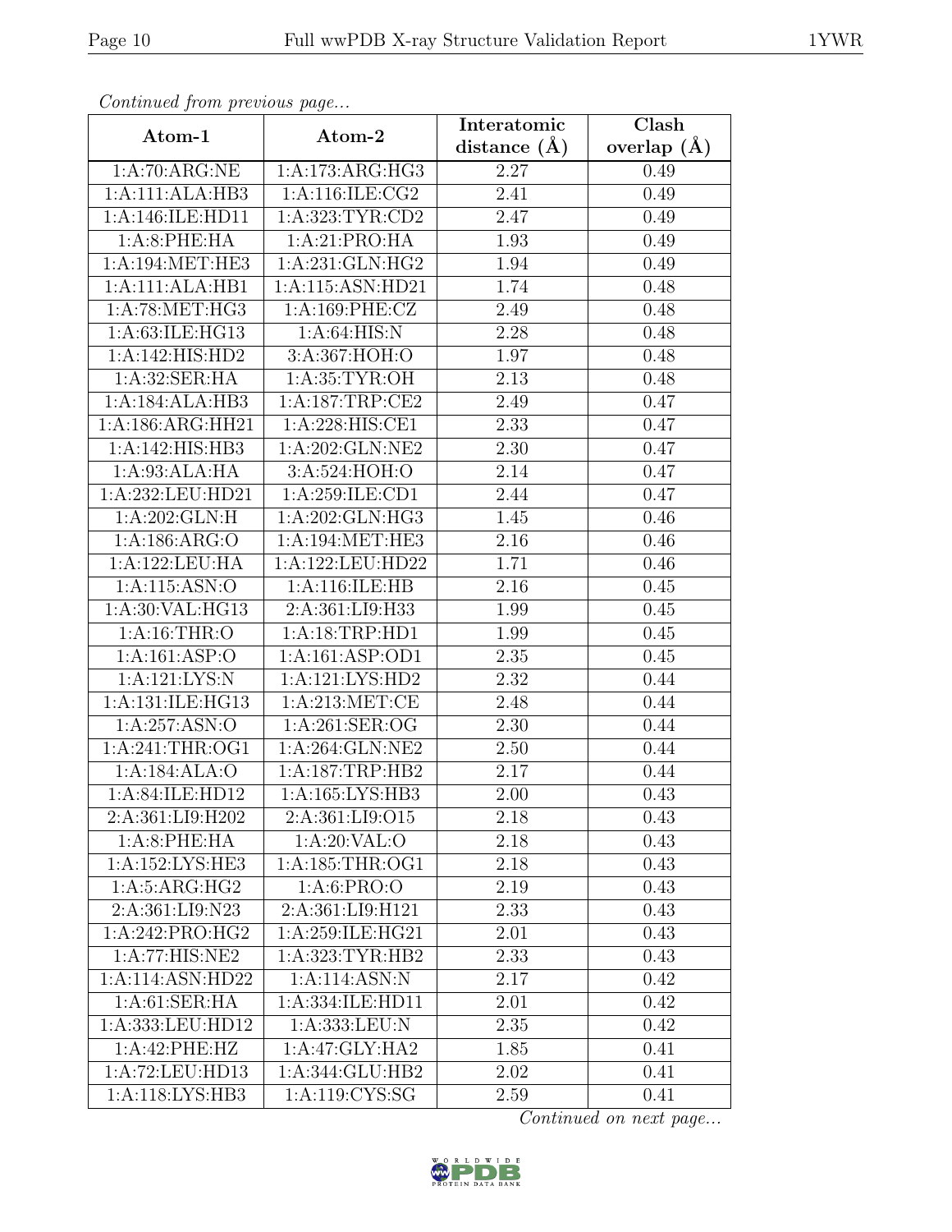*Continued from previous page...*

| Atom-1 | Atom-2 | Interatomic distance (Å) | Clash overlap (Å) |
|---|---|---|---|
| 1:A:70:ARG:NE | 1:A:173:ARG:HG3 | 2.27 | 0.49 |
| 1:A:111:ALA:HB3 | 1:A:116:ILE:CG2 | 2.41 | 0.49 |
| 1:A:146:ILE:HD11 | 1:A:323:TYR:CD2 | 2.47 | 0.49 |
| 1:A:8:PHE:HA | 1:A:21:PRO:HA | 1.93 | 0.49 |
| 1:A:194:MET:HE3 | 1:A:231:GLN:HG2 | 1.94 | 0.49 |
| 1:A:111:ALA:HB1 | 1:A:115:ASN:HD21 | 1.74 | 0.48 |
| 1:A:78:MET:HG3 | 1:A:169:PHE:CZ | 2.49 | 0.48 |
| 1:A:63:ILE:HG13 | 1:A:64:HIS:N | 2.28 | 0.48 |
| 1:A:142:HIS:HD2 | 3:A:367:HOH:O | 1.97 | 0.48 |
| 1:A:32:SER:HA | 1:A:35:TYR:OH | 2.13 | 0.48 |
| 1:A:184:ALA:HB3 | 1:A:187:TRP:CE2 | 2.49 | 0.47 |
| 1:A:186:ARG:HH21 | 1:A:228:HIS:CE1 | 2.33 | 0.47 |
| 1:A:142:HIS:HB3 | 1:A:202:GLN:NE2 | 2.30 | 0.47 |
| 1:A:93:ALA:HA | 3:A:524:HOH:O | 2.14 | 0.47 |
| 1:A:232:LEU:HD21 | 1:A:259:ILE:CD1 | 2.44 | 0.47 |
| 1:A:202:GLN:H | 1:A:202:GLN:HG3 | 1.45 | 0.46 |
| 1:A:186:ARG:O | 1:A:194:MET:HE3 | 2.16 | 0.46 |
| 1:A:122:LEU:HA | 1:A:122:LEU:HD22 | 1.71 | 0.46 |
| 1:A:115:ASN:O | 1:A:116:ILE:HB | 2.16 | 0.45 |
| 1:A:30:VAL:HG13 | 2:A:361:LI9:H33 | 1.99 | 0.45 |
| 1:A:16:THR:O | 1:A:18:TRP:HD1 | 1.99 | 0.45 |
| 1:A:161:ASP:O | 1:A:161:ASP:OD1 | 2.35 | 0.45 |
| 1:A:121:LYS:N | 1:A:121:LYS:HD2 | 2.32 | 0.44 |
| 1:A:131:ILE:HG13 | 1:A:213:MET:CE | 2.48 | 0.44 |
| 1:A:257:ASN:O | 1:A:261:SER:OG | 2.30 | 0.44 |
| 1:A:241:THR:OG1 | 1:A:264:GLN:NE2 | 2.50 | 0.44 |
| 1:A:184:ALA:O | 1:A:187:TRP:HB2 | 2.17 | 0.44 |
| 1:A:84:ILE:HD12 | 1:A:165:LYS:HB3 | 2.00 | 0.43 |
| 2:A:361:LI9:H202 | 2:A:361:LI9:O15 | 2.18 | 0.43 |
| 1:A:8:PHE:HA | 1:A:20:VAL:O | 2.18 | 0.43 |
| 1:A:152:LYS:HE3 | 1:A:185:THR:OG1 | 2.18 | 0.43 |
| 1:A:5:ARG:HG2 | 1:A:6:PRO:O | 2.19 | 0.43 |
| 2:A:361:LI9:N23 | 2:A:361:LI9:H121 | 2.33 | 0.43 |
| 1:A:242:PRO:HG2 | 1:A:259:ILE:HG21 | 2.01 | 0.43 |
| 1:A:77:HIS:NE2 | 1:A:323:TYR:HB2 | 2.33 | 0.43 |
| 1:A:114:ASN:HD22 | 1:A:114:ASN:N | 2.17 | 0.42 |
| 1:A:61:SER:HA | 1:A:334:ILE:HD11 | 2.01 | 0.42 |
| 1:A:333:LEU:HD12 | 1:A:333:LEU:N | 2.35 | 0.42 |
| 1:A:42:PHE:HZ | 1:A:47:GLY:HA2 | 1.85 | 0.41 |
| 1:A:72:LEU:HD13 | 1:A:344:GLU:HB2 | 2.02 | 0.41 |
| 1:A:118:LYS:HB3 | 1:A:119:CYS:SG | 2.59 | 0.41 |

*Continued on next page...*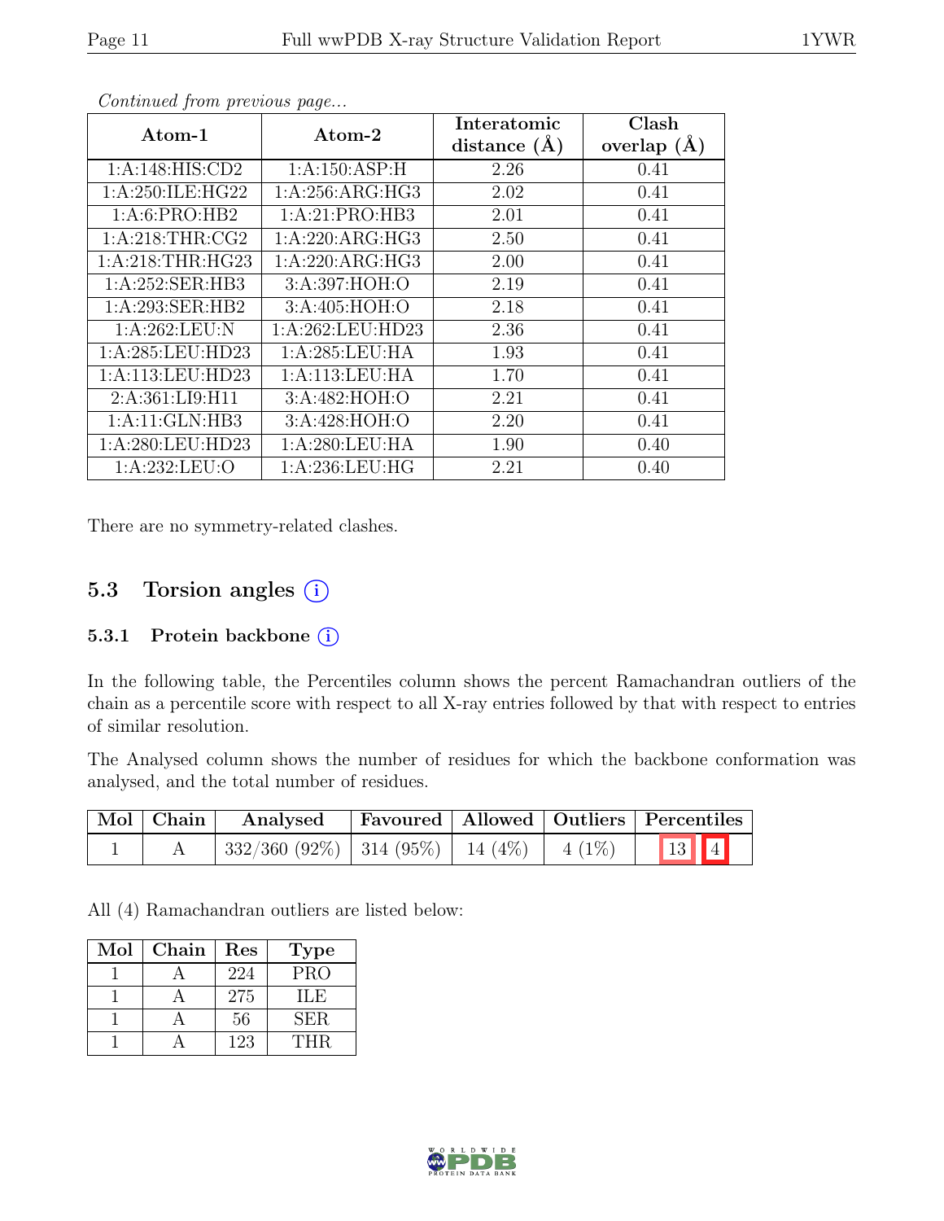*Continued from previous page...*

| Atom-1 | Atom-2 | Interatomic distance (Å) | Clash overlap (Å) |
|---|---|---|---|
| 1:A:148:HIS:CD2 | 1:A:150:ASP:H | 2.26 | 0.41 |
| 1:A:250:ILE:HG22 | 1:A:256:ARG:HG3 | 2.02 | 0.41 |
| 1:A:6:PRO:HB2 | 1:A:21:PRO:HB3 | 2.01 | 0.41 |
| 1:A:218:THR:CG2 | 1:A:220:ARG:HG3 | 2.50 | 0.41 |
| 1:A:218:THR:HG23 | 1:A:220:ARG:HG3 | 2.00 | 0.41 |
| 1:A:252:SER:HB3 | 3:A:397:HOH:O | 2.19 | 0.41 |
| 1:A:293:SER:HB2 | 3:A:405:HOH:O | 2.18 | 0.41 |
| 1:A:262:LEU:N | 1:A:262:LEU:HD23 | 2.36 | 0.41 |
| 1:A:285:LEU:HD23 | 1:A:285:LEU:HA | 1.93 | 0.41 |
| 1:A:113:LEU:HD23 | 1:A:113:LEU:HA | 1.70 | 0.41 |
| 2:A:361:LI9:H11 | 3:A:482:HOH:O | 2.21 | 0.41 |
| 1:A:11:GLN:HB3 | 3:A:428:HOH:O | 2.20 | 0.41 |
| 1:A:280:LEU:HD23 | 1:A:280:LEU:HA | 1.90 | 0.40 |
| 1:A:232:LEU:O | 1:A:236:LEU:HG | 2.21 | 0.40 |

There are no symmetry-related clashes.

## 5.3 Torsion angles

### 5.3.1 Protein backbone

In the following table, the Percentiles column shows the percent Ramachandran outliers of the chain as a percentile score with respect to all X-ray entries followed by that with respect to entries of similar resolution.

The Analysed column shows the number of residues for which the backbone conformation was analysed, and the total number of residues.

| Mol | Chain | Analysed | Favoured | Allowed | Outliers | Percentiles | |
|---|---|---|---|---|---|---|---|
| 1 | A | 332/360 (92%) | 314 (95%) | 14 (4%) | 4 (1%) | 13 | 4 |

All (4) Ramachandran outliers are listed below:

| Mol | Chain | Res | Type |
|---|---|---|---|
| 1 | A | 224 | PRO |
| 1 | A | 275 | ILE |
| 1 | A | 56 | SER |
| 1 | A | 123 | THR |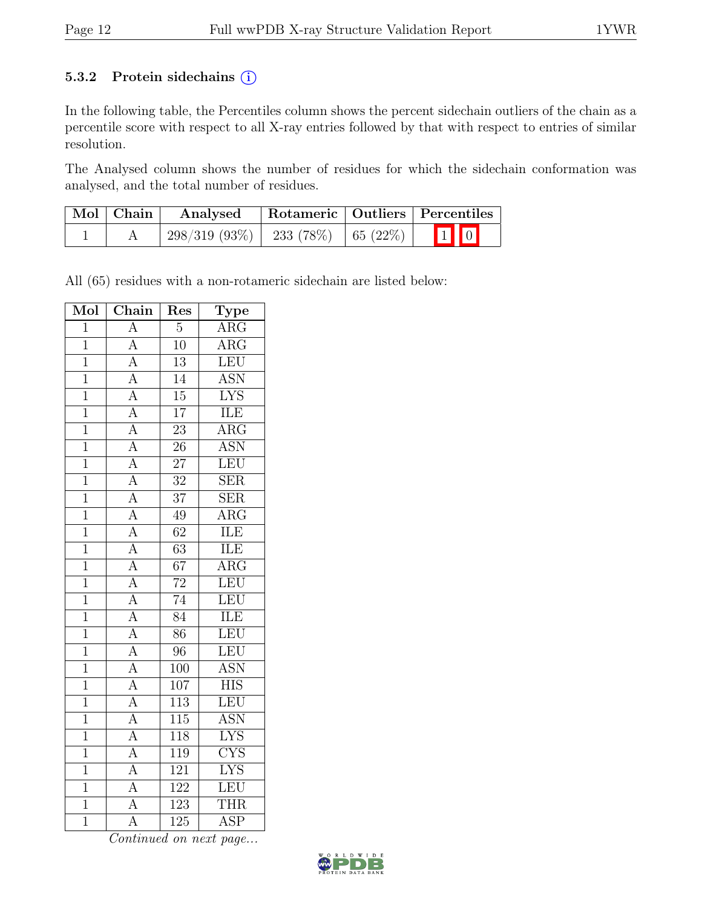### 5.3.2 Protein sidechains (i)

In the following table, the Percentiles column shows the percent sidechain outliers of the chain as a percentile score with respect to all X-ray entries followed by that with respect to entries of similar resolution.

The Analysed column shows the number of residues for which the sidechain conformation was analysed, and the total number of residues.

| Mol | Chain | Analysed | Rotameric | Outliers | Percentiles |
|---|---|---|---|---|---|
| 1 | A | 298/319 (93%) | 233 (78%) | 65 (22%) | 1 0 |

All (65) residues with a non-rotameric sidechain are listed below:

| Mol | Chain | Res | Type |
|---|---|---|---|
| 1 | A | 5 | ARG |
| 1 | A | 10 | ARG |
| 1 | A | 13 | LEU |
| 1 | A | 14 | ASN |
| 1 | A | 15 | LYS |
| 1 | A | 17 | ILE |
| 1 | A | 23 | ARG |
| 1 | A | 26 | ASN |
| 1 | A | 27 | LEU |
| 1 | A | 32 | SER |
| 1 | A | 37 | SER |
| 1 | A | 49 | ARG |
| 1 | A | 62 | ILE |
| 1 | A | 63 | ILE |
| 1 | A | 67 | ARG |
| 1 | A | 72 | LEU |
| 1 | A | 74 | LEU |
| 1 | A | 84 | ILE |
| 1 | A | 86 | LEU |
| 1 | A | 96 | LEU |
| 1 | A | 100 | ASN |
| 1 | A | 107 | HIS |
| 1 | A | 113 | LEU |
| 1 | A | 115 | ASN |
| 1 | A | 118 | LYS |
| 1 | A | 119 | CYS |
| 1 | A | 121 | LYS |
| 1 | A | 122 | LEU |
| 1 | A | 123 | THR |
| 1 | A | 125 | ASP |

*Continued on next page...*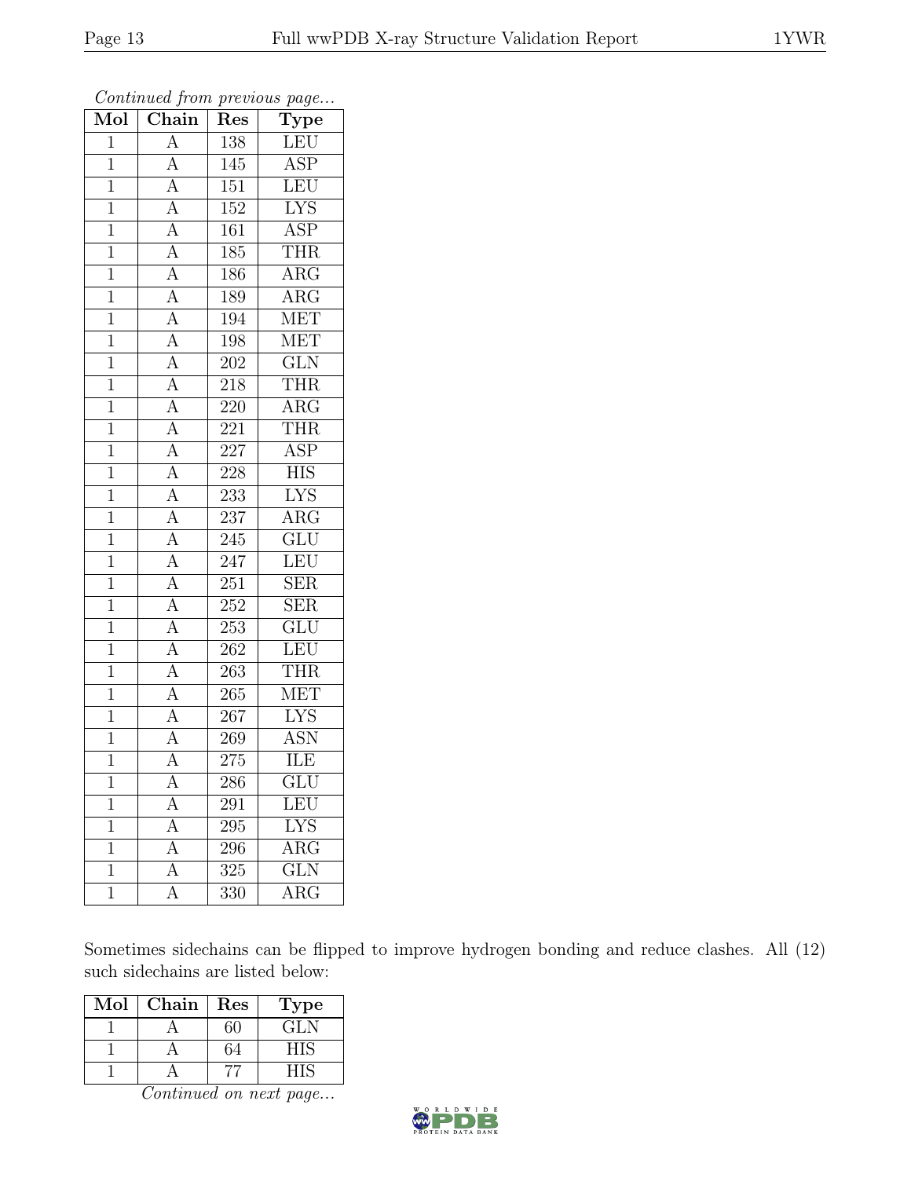*Continued from previous page...*

| Mol | Chain | Res | Type |
|---|---|---|---|
| 1 | A | 138 | LEU |
| 1 | A | 145 | ASP |
| 1 | A | 151 | LEU |
| 1 | A | 152 | LYS |
| 1 | A | 161 | ASP |
| 1 | A | 185 | THR |
| 1 | A | 186 | ARG |
| 1 | A | 189 | ARG |
| 1 | A | 194 | MET |
| 1 | A | 198 | MET |
| 1 | A | 202 | GLN |
| 1 | A | 218 | THR |
| 1 | A | 220 | ARG |
| 1 | A | 221 | THR |
| 1 | A | 227 | ASP |
| 1 | A | 228 | HIS |
| 1 | A | 233 | LYS |
| 1 | A | 237 | ARG |
| 1 | A | 245 | GLU |
| 1 | A | 247 | LEU |
| 1 | A | 251 | SER |
| 1 | A | 252 | SER |
| 1 | A | 253 | GLU |
| 1 | A | 262 | LEU |
| 1 | A | 263 | THR |
| 1 | A | 265 | MET |
| 1 | A | 267 | LYS |
| 1 | A | 269 | ASN |
| 1 | A | 275 | ILE |
| 1 | A | 286 | GLU |
| 1 | A | 291 | LEU |
| 1 | A | 295 | LYS |
| 1 | A | 296 | ARG |
| 1 | A | 325 | GLN |
| 1 | A | 330 | ARG |

Sometimes sidechains can be flipped to improve hydrogen bonding and reduce clashes. All (12) such sidechains are listed below:

| Mol | Chain | Res | Type |
|---|---|---|---|
| 1 | A | 60 | GLN |
| 1 | A | 64 | HIS |
| 1 | A | 77 | HIS |

*Continued on next page...*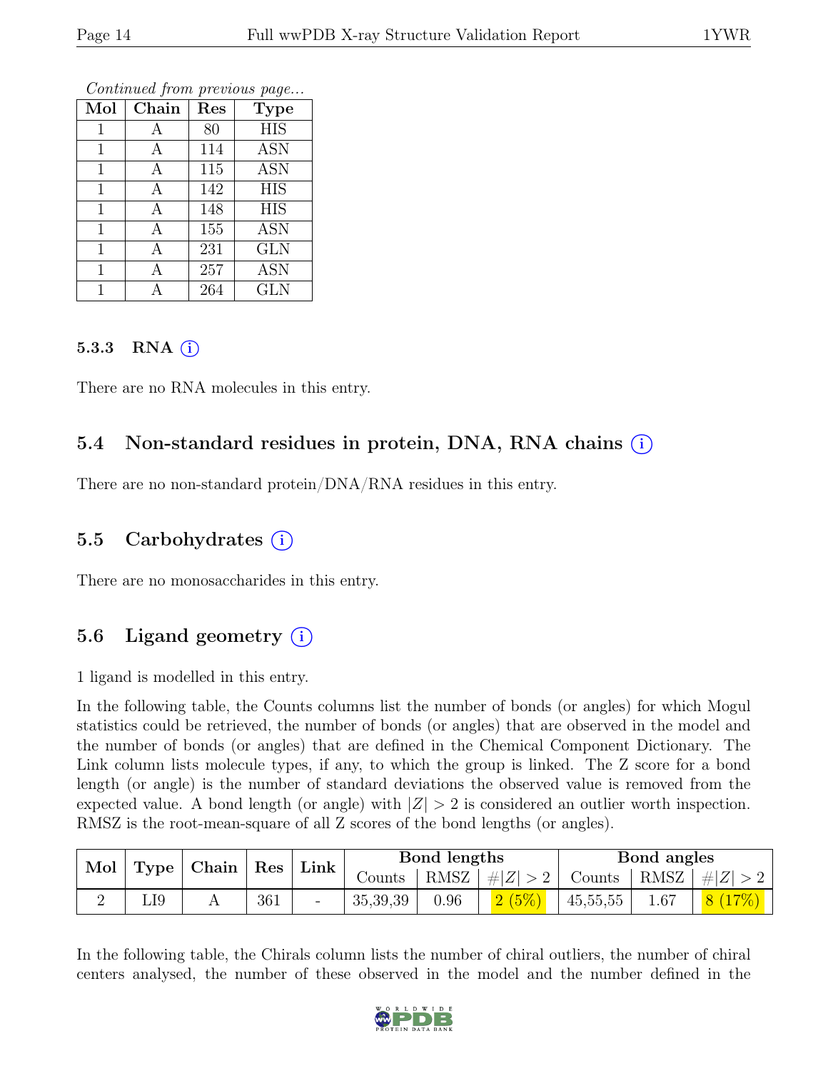*Continued from previous page...*

| Mol | Chain | Res | Type |
|---|---|---|---|
| 1 | A | 80 | HIS |
| 1 | A | 114 | ASN |
| 1 | A | 115 | ASN |
| 1 | A | 142 | HIS |
| 1 | A | 148 | HIS |
| 1 | A | 155 | ASN |
| 1 | A | 231 | GLN |
| 1 | A | 257 | ASN |
| 1 | A | 264 | GLN |

### 5.3.3 RNA (i)

There are no RNA molecules in this entry.

## 5.4 Non-standard residues in protein, DNA, RNA chains (i)

There are no non-standard protein/DNA/RNA residues in this entry.

## 5.5 Carbohydrates (i)

There are no monosaccharides in this entry.

## 5.6 Ligand geometry (i)

1 ligand is modelled in this entry.

In the following table, the Counts columns list the number of bonds (or angles) for which Mogul statistics could be retrieved, the number of bonds (or angles) that are observed in the model and the number of bonds (or angles) that are defined in the Chemical Component Dictionary. The Link column lists molecule types, if any, to which the group is linked. The Z score for a bond length (or angle) is the number of standard deviations the observed value is removed from the expected value. A bond length (or angle) with $|Z| > 2$ is considered an outlier worth inspection. RMSZ is the root-mean-square of all Z scores of the bond lengths (or angles).

| Mol | Type | Chain | Res | Link | Bond lengths | | | Bond angles | | |
|---|---|---|---|---|---|---|---|---|---|---|
| | | | | | Counts | RMSZ | $\#\|Z\| > 2$ | Counts | RMSZ | $\#\|Z\| > 2$ |
| 2 | LI9 | A | 361 | - | 35,39,39 | 0.96 | 2 (5%) | 45,55,55 | 1.67 | 8 (17%) |

In the following table, the Chirals column lists the number of chiral outliers, the number of chiral centers analysed, the number of these observed in the model and the number defined in the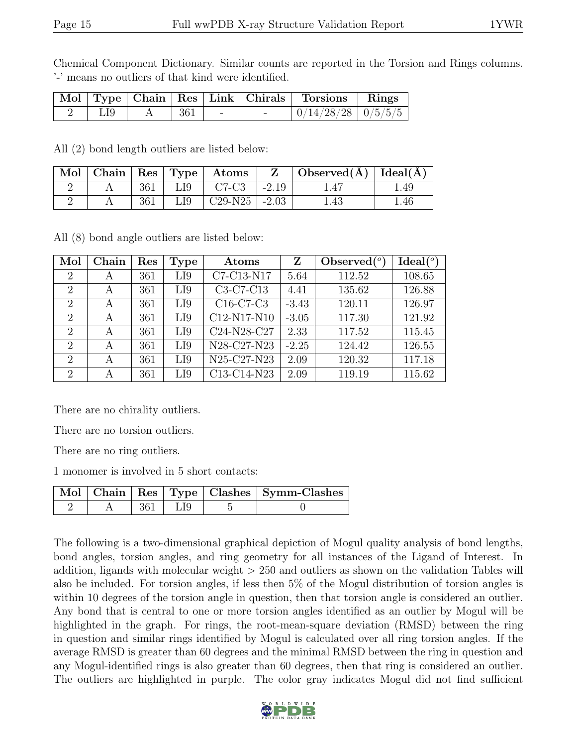Chemical Component Dictionary. Similar counts are reported in the Torsion and Rings columns. '-' means no outliers of that kind were identified.

| Mol | Type | Chain | Res | Link | Chirals | Torsions | Rings |
|---|---|---|---|---|---|---|---|
| 2 | LI9 | A | 361 | - | - | 0/14/28/28 | 0/5/5/5 |

All (2) bond length outliers are listed below:

| Mol | Chain | Res | Type | Atoms | Z | Observed(Å) | Ideal(Å) |
|---|---|---|---|---|---|---|---|
| 2 | A | 361 | LI9 | C7-C3 | -2.19 | 1.47 | 1.49 |
| 2 | A | 361 | LI9 | C29-N25 | -2.03 | 1.43 | 1.46 |

All (8) bond angle outliers are listed below:

| Mol | Chain | Res | Type | Atoms | Z | Observed(°) | Ideal(°) |
|---|---|---|---|---|---|---|---|
| 2 | A | 361 | LI9 | C7-C13-N17 | 5.64 | 112.52 | 108.65 |
| 2 | A | 361 | LI9 | C3-C7-C13 | 4.41 | 135.62 | 126.88 |
| 2 | A | 361 | LI9 | C16-C7-C3 | -3.43 | 120.11 | 126.97 |
| 2 | A | 361 | LI9 | C12-N17-N10 | -3.05 | 117.30 | 121.92 |
| 2 | A | 361 | LI9 | C24-N28-C27 | 2.33 | 117.52 | 115.45 |
| 2 | A | 361 | LI9 | N28-C27-N23 | -2.25 | 124.42 | 126.55 |
| 2 | A | 361 | LI9 | N25-C27-N23 | 2.09 | 120.32 | 117.18 |
| 2 | A | 361 | LI9 | C13-C14-N23 | 2.09 | 119.19 | 115.62 |

There are no chirality outliers.

There are no torsion outliers.

There are no ring outliers.

1 monomer is involved in 5 short contacts:

| Mol | Chain | Res | Type | Clashes | Symm-Clashes |
|---|---|---|---|---|---|
| 2 | A | 361 | LI9 | 5 | 0 |

The following is a two-dimensional graphical depiction of Mogul quality analysis of bond lengths, bond angles, torsion angles, and ring geometry for all instances of the Ligand of Interest. In addition, ligands with molecular weight > 250 and outliers as shown on the validation Tables will also be included. For torsion angles, if less then 5% of the Mogul distribution of torsion angles is within 10 degrees of the torsion angle in question, then that torsion angle is considered an outlier. Any bond that is central to one or more torsion angles identified as an outlier by Mogul will be highlighted in the graph. For rings, the root-mean-square deviation (RMSD) between the ring in question and similar rings identified by Mogul is calculated over all ring torsion angles. If the average RMSD is greater than 60 degrees and the minimal RMSD between the ring in question and any Mogul-identified rings is also greater than 60 degrees, then that ring is considered an outlier. The outliers are highlighted in purple. The color gray indicates Mogul did not find sufficient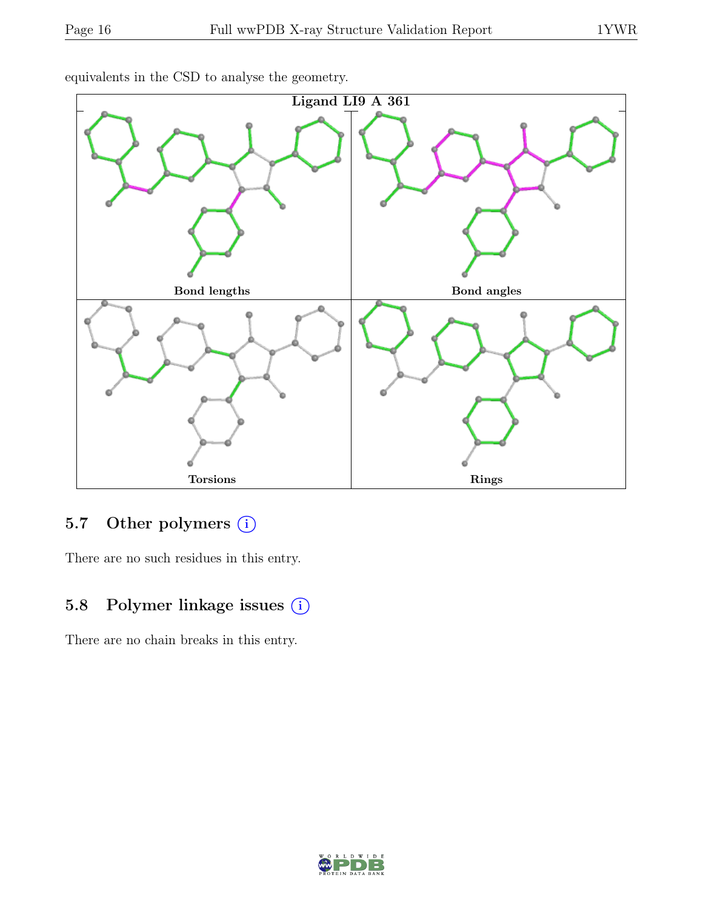equivalents in the CSD to analyse the geometry.

**Ligand LI9 A 361**

Bond lengths

Bond angles

Torsions

Rings

## 5.7 Other polymers (i)

There are no such residues in this entry.

## 5.8 Polymer linkage issues (i)

There are no chain breaks in this entry.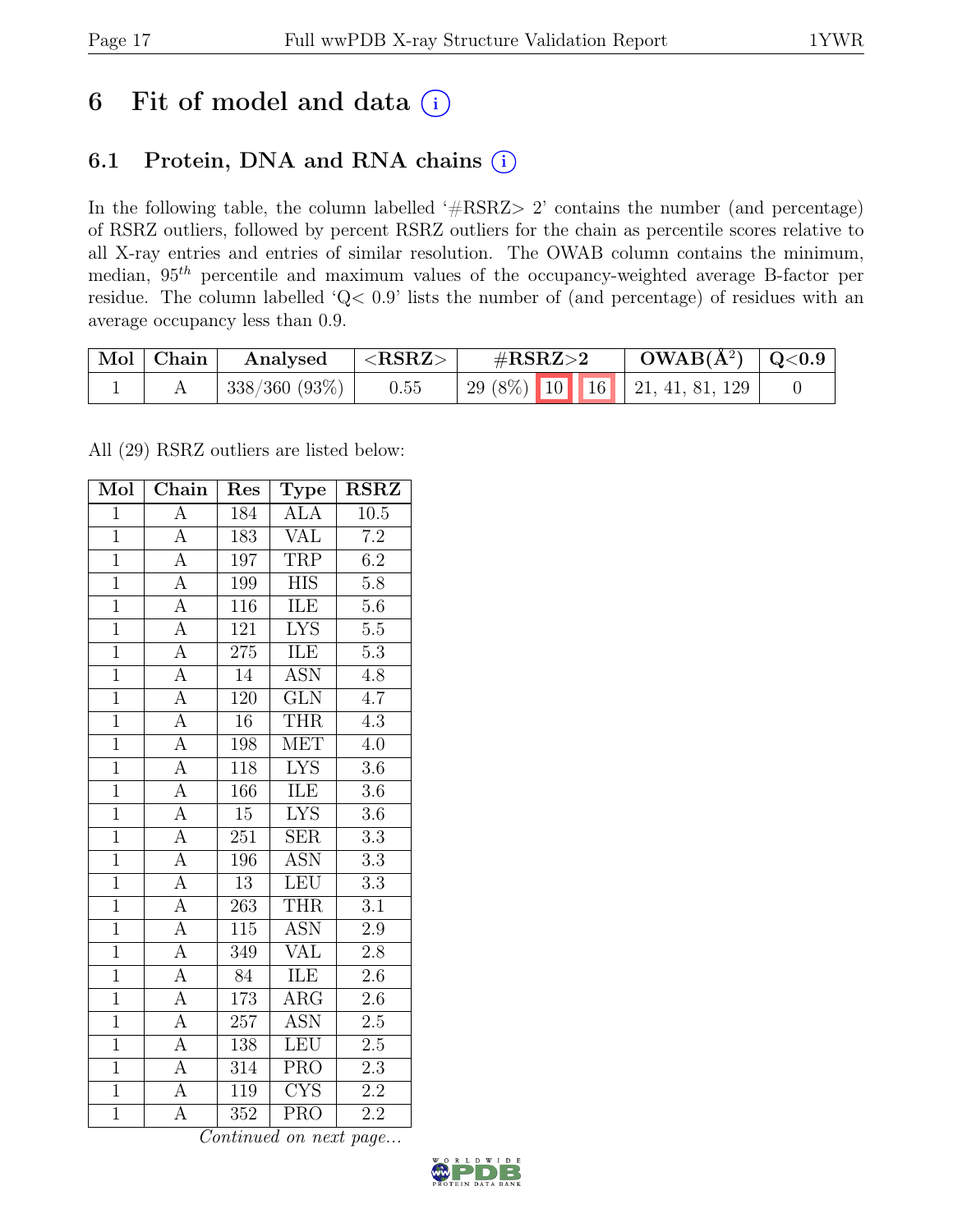# 6 Fit of model and data

## 6.1 Protein, DNA and RNA chains

In the following table, the column labelled '#RSRZ> 2' contains the number (and percentage) of RSRZ outliers, followed by percent RSRZ outliers for the chain as percentile scores relative to all X-ray entries and entries of similar resolution. The OWAB column contains the minimum, median, $95^{th}$ percentile and maximum values of the occupancy-weighted average B-factor per residue. The column labelled 'Q< 0.9' lists the number of (and percentage) of residues with an average occupancy less than 0.9.

| Mol | Chain | Analysed | <RSRZ> | #RSRZ>2 | OWAB(Å$^2$) | Q<0.9 |
|---|---|---|---|---|---|---|
| 1 | A | 338/360 (93%) | 0.55 | 29 (8%) 10 16 | 21, 41, 81, 129 | 0 |

All (29) RSRZ outliers are listed below:

| Mol | Chain | Res | Type | RSRZ |
|---|---|---|---|---|
| 1 | A | 184 | ALA | 10.5 |
| 1 | A | 183 | VAL | 7.2 |
| 1 | A | 197 | TRP | 6.2 |
| 1 | A | 199 | HIS | 5.8 |
| 1 | A | 116 | ILE | 5.6 |
| 1 | A | 121 | LYS | 5.5 |
| 1 | A | 275 | ILE | 5.3 |
| 1 | A | 14 | ASN | 4.8 |
| 1 | A | 120 | GLN | 4.7 |
| 1 | A | 16 | THR | 4.3 |
| 1 | A | 198 | MET | 4.0 |
| 1 | A | 118 | LYS | 3.6 |
| 1 | A | 166 | ILE | 3.6 |
| 1 | A | 15 | LYS | 3.6 |
| 1 | A | 251 | SER | 3.3 |
| 1 | A | 196 | ASN | 3.3 |
| 1 | A | 13 | LEU | 3.3 |
| 1 | A | 263 | THR | 3.1 |
| 1 | A | 115 | ASN | 2.9 |
| 1 | A | 349 | VAL | 2.8 |
| 1 | A | 84 | ILE | 2.6 |
| 1 | A | 173 | ARG | 2.6 |
| 1 | A | 257 | ASN | 2.5 |
| 1 | A | 138 | LEU | 2.5 |
| 1 | A | 314 | PRO | 2.3 |
| 1 | A | 119 | CYS | 2.2 |
| 1 | A | 352 | PRO | 2.2 |

*Continued on next page...*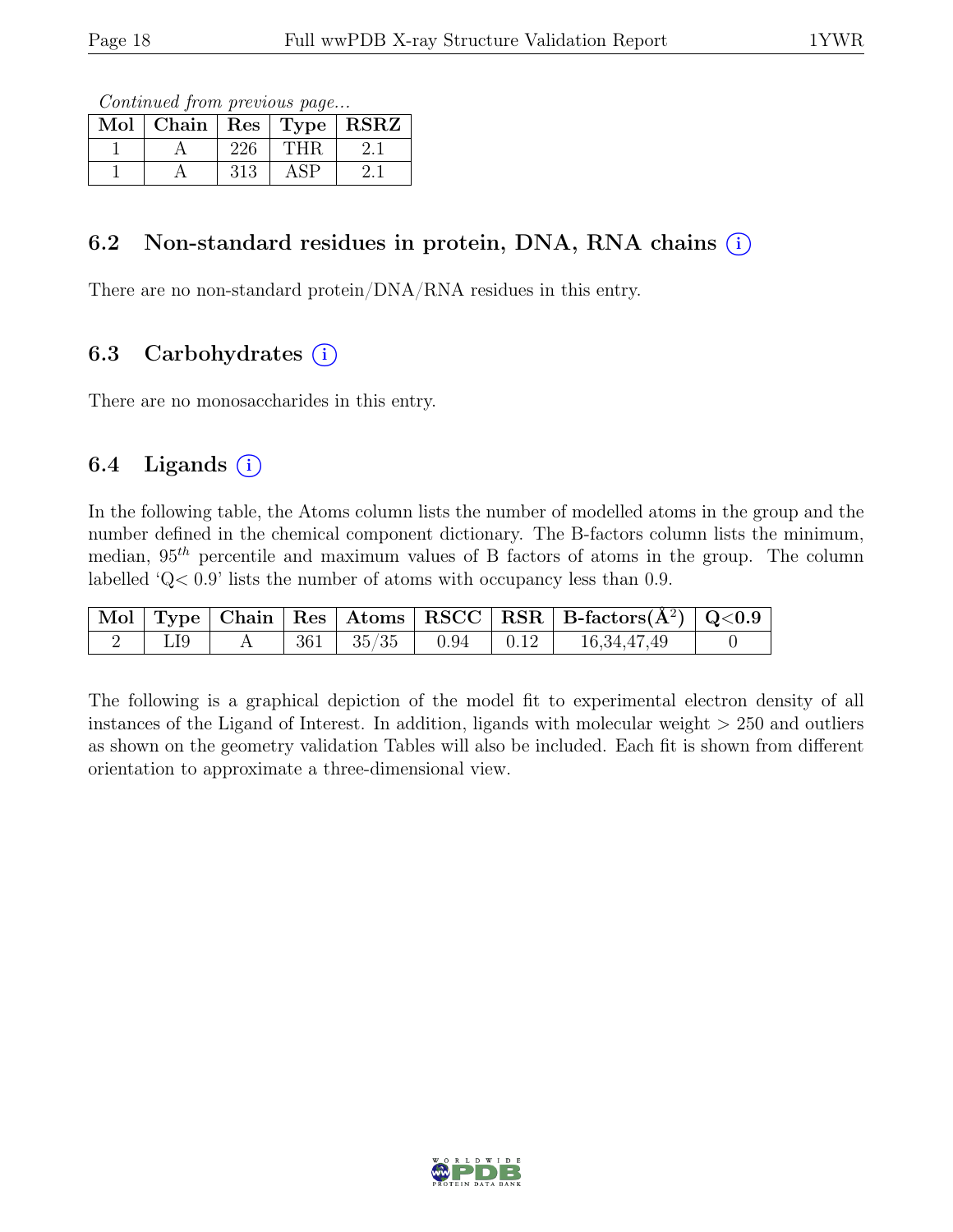*Continued from previous page...*

| Mol | Chain | Res | Type | RSRZ |
|---|---|---|---|---|
| 1 | A | 226 | THR | 2.1 |
| 1 | A | 313 | ASP | 2.1 |

## 6.2 Non-standard residues in protein, DNA, RNA chains (i)

There are no non-standard protein/DNA/RNA residues in this entry.

## 6.3 Carbohydrates (i)

There are no monosaccharides in this entry.

## 6.4 Ligands (i)

In the following table, the Atoms column lists the number of modelled atoms in the group and the number defined in the chemical component dictionary. The B-factors column lists the minimum, median, $95^{th}$ percentile and maximum values of B factors of atoms in the group. The column labelled 'Q< 0.9' lists the number of atoms with occupancy less than 0.9.

| Mol | Type | Chain | Res | Atoms | RSCC | RSR | B-factors($Å^2$) | Q<0.9 |
|---|---|---|---|---|---|---|---|---|
| 2 | LI9 | A | 361 | 35/35 | 0.94 | 0.12 | 16,34,47,49 | 0 |

The following is a graphical depiction of the model fit to experimental electron density of all instances of the Ligand of Interest. In addition, ligands with molecular weight > 250 and outliers as shown on the geometry validation Tables will also be included. Each fit is shown from different orientation to approximate a three-dimensional view.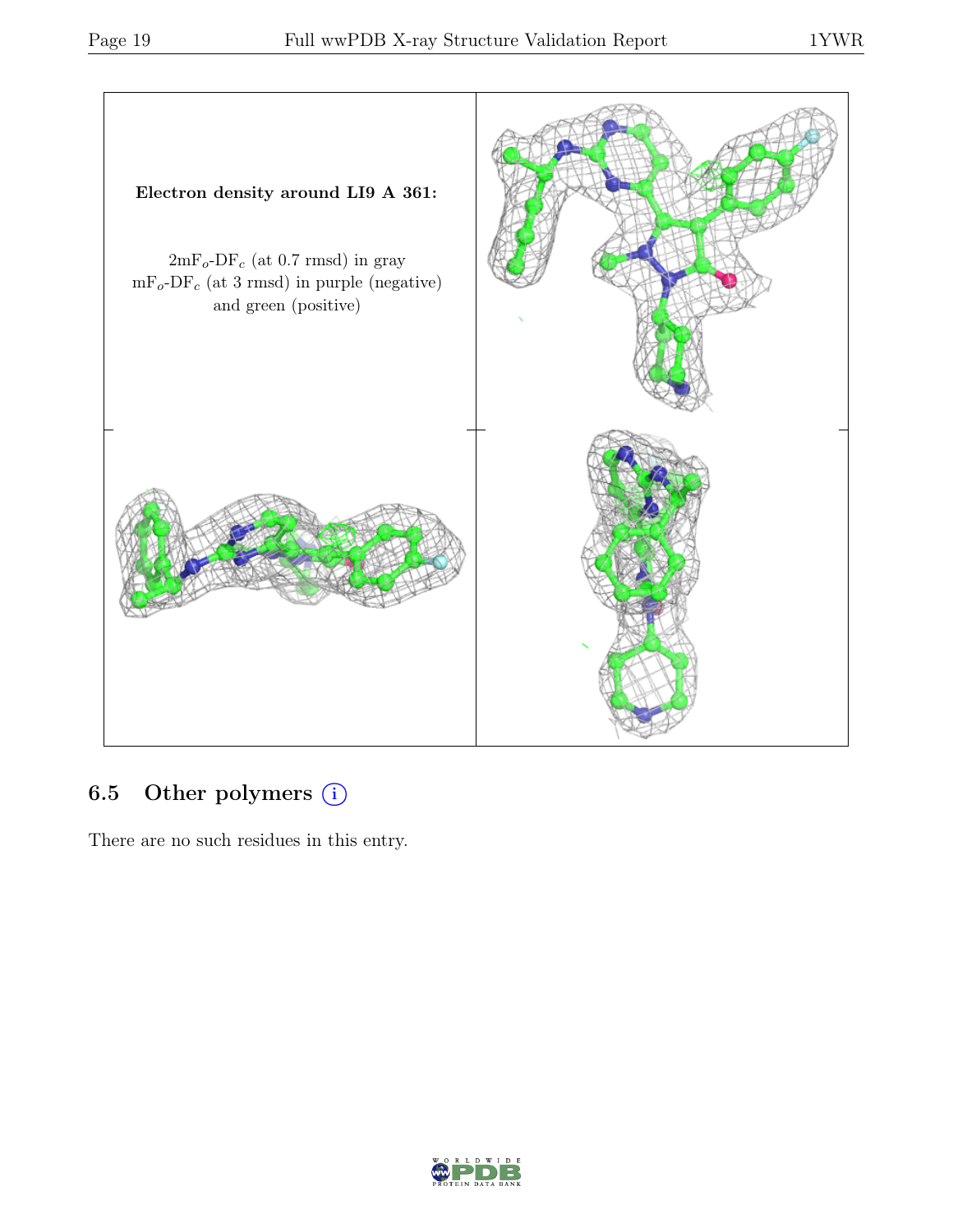**Electron density around LI9 A 361:**

$2mF_o$-$DF_c$ (at 0.7 rmsd) in gray
$mF_o$-$DF_c$ (at 3 rmsd) in purple (negative)
and green (positive)

## 6.5 Other polymers (i)

There are no such residues in this entry.